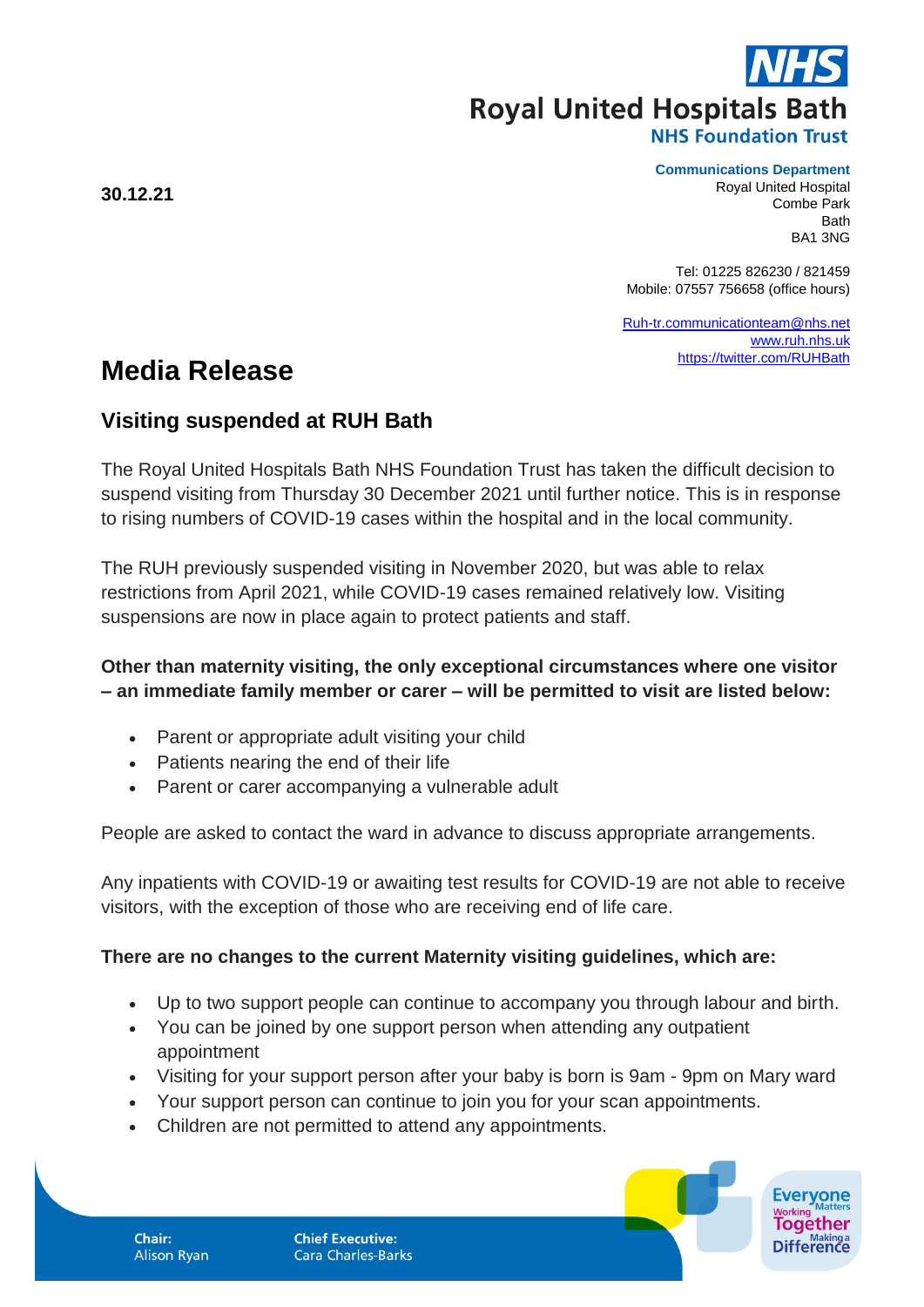**Royal United Hospitals Bath**
**NHS Foundation Trust**

**Communications Department**
Royal United Hospital
Combe Park
Bath
BA1 3NG

Tel: 01225 826230 / 821459
Mobile: 07557 756658 (office hours)

Ruh-tr.communicationteam@nhs.net
www.ruh.nhs.uk
https://twitter.com/RUHBath

**30.12.21**

# Media Release

## Visiting suspended at RUH Bath

The Royal United Hospitals Bath NHS Foundation Trust has taken the difficult decision to suspend visiting from Thursday 30 December 2021 until further notice. This is in response to rising numbers of COVID-19 cases within the hospital and in the local community.

The RUH previously suspended visiting in November 2020, but was able to relax restrictions from April 2021, while COVID-19 cases remained relatively low. Visiting suspensions are now in place again to protect patients and staff.

**Other than maternity visiting, the only exceptional circumstances where one visitor – an immediate family member or carer – will be permitted to visit are listed below:**

- Parent or appropriate adult visiting your child
- Patients nearing the end of their life
- Parent or carer accompanying a vulnerable adult

People are asked to contact the ward in advance to discuss appropriate arrangements.

Any inpatients with COVID-19 or awaiting test results for COVID-19 are not able to receive visitors, with the exception of those who are receiving end of life care.

**There are no changes to the current Maternity visiting guidelines, which are:**

- Up to two support people can continue to accompany you through labour and birth.
- You can be joined by one support person when attending any outpatient appointment
- Visiting for your support person after your baby is born is 9am - 9pm on Mary ward
- Your support person can continue to join you for your scan appointments.
- Children are not permitted to attend any appointments.

**Chair:** Alison Ryan
**Chief Executive:** Cara Charles-Barks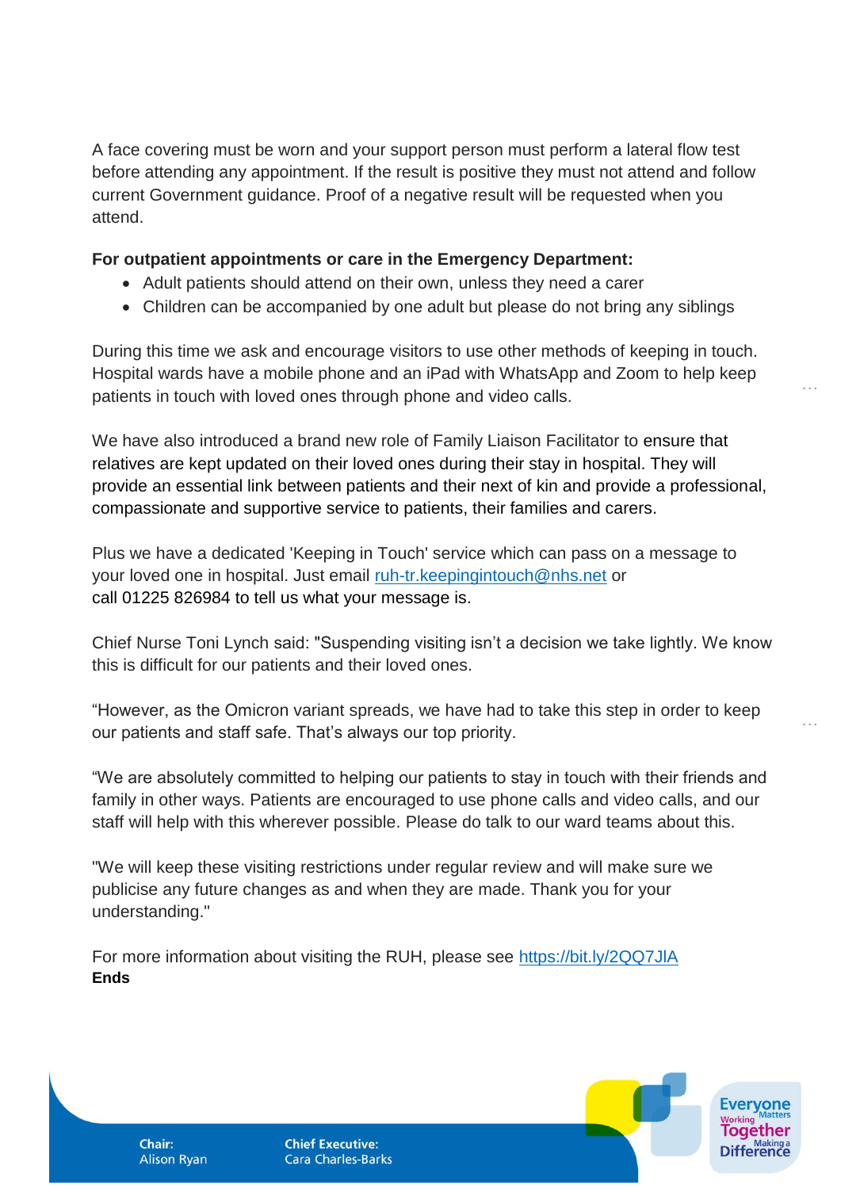A face covering must be worn and your support person must perform a lateral flow test before attending any appointment. If the result is positive they must not attend and follow current Government guidance. Proof of a negative result will be requested when you attend.

**For outpatient appointments or care in the Emergency Department:**

- Adult patients should attend on their own, unless they need a carer
- Children can be accompanied by one adult but please do not bring any siblings

During this time we ask and encourage visitors to use other methods of keeping in touch. Hospital wards have a mobile phone and an iPad with WhatsApp and Zoom to help keep patients in touch with loved ones through phone and video calls.

We have also introduced a brand new role of Family Liaison Facilitator to ensure that relatives are kept updated on their loved ones during their stay in hospital. They will provide an essential link between patients and their next of kin and provide a professional, compassionate and supportive service to patients, their families and carers.

Plus we have a dedicated 'Keeping in Touch' service which can pass on a message to your loved one in hospital. Just email [ruh-tr.keepingintouch@nhs.net](mailto:ruh-tr.keepingintouch@nhs.net) or call 01225 826984 to tell us what your message is.

Chief Nurse Toni Lynch said: "Suspending visiting isn't a decision we take lightly. We know this is difficult for our patients and their loved ones.

"However, as the Omicron variant spreads, we have had to take this step in order to keep our patients and staff safe. That's always our top priority.

"We are absolutely committed to helping our patients to stay in touch with their friends and family in other ways. Patients are encouraged to use phone calls and video calls, and our staff will help with this wherever possible. Please do talk to our ward teams about this.

"We will keep these visiting restrictions under regular review and will make sure we publicise any future changes as and when they are made. Thank you for your understanding."

For more information about visiting the RUH, please see [https://bit.ly/2QQ7JlA](https://bit.ly/2QQ7JlA)

**Ends**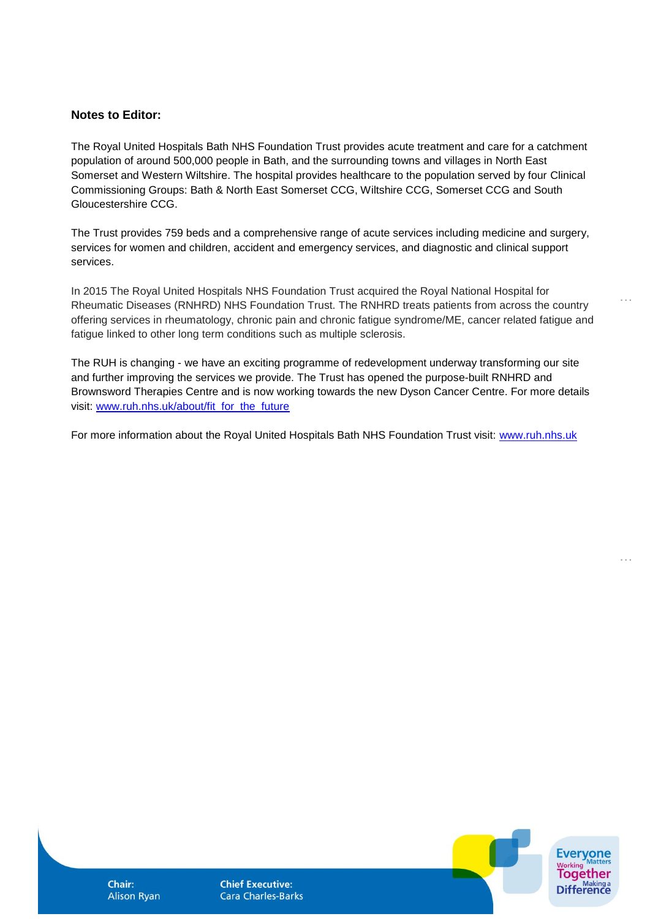**Notes to Editor:**

The Royal United Hospitals Bath NHS Foundation Trust provides acute treatment and care for a catchment population of around 500,000 people in Bath, and the surrounding towns and villages in North East Somerset and Western Wiltshire. The hospital provides healthcare to the population served by four Clinical Commissioning Groups: Bath & North East Somerset CCG, Wiltshire CCG, Somerset CCG and South Gloucestershire CCG.

The Trust provides 759 beds and a comprehensive range of acute services including medicine and surgery, services for women and children, accident and emergency services, and diagnostic and clinical support services.

In 2015 The Royal United Hospitals NHS Foundation Trust acquired the Royal National Hospital for Rheumatic Diseases (RNHRD) NHS Foundation Trust. The RNHRD treats patients from across the country offering services in rheumatology, chronic pain and chronic fatigue syndrome/ME, cancer related fatigue and fatigue linked to other long term conditions such as multiple sclerosis.

The RUH is changing - we have an exciting programme of redevelopment underway transforming our site and further improving the services we provide. The Trust has opened the purpose-built RNHRD and Brownsword Therapies Centre and is now working towards the new Dyson Cancer Centre. For more details visit: [www.ruh.nhs.uk/about/fit_for_the_future](http://www.ruh.nhs.uk/about/fit_for_the_future)

For more information about the Royal United Hospitals Bath NHS Foundation Trust visit: [www.ruh.nhs.uk](http://www.ruh.nhs.uk)

Chair:
Alison Ryan

Chief Executive:
Cara Charles-Barks

Everyone Matters Working Together Making a Difference